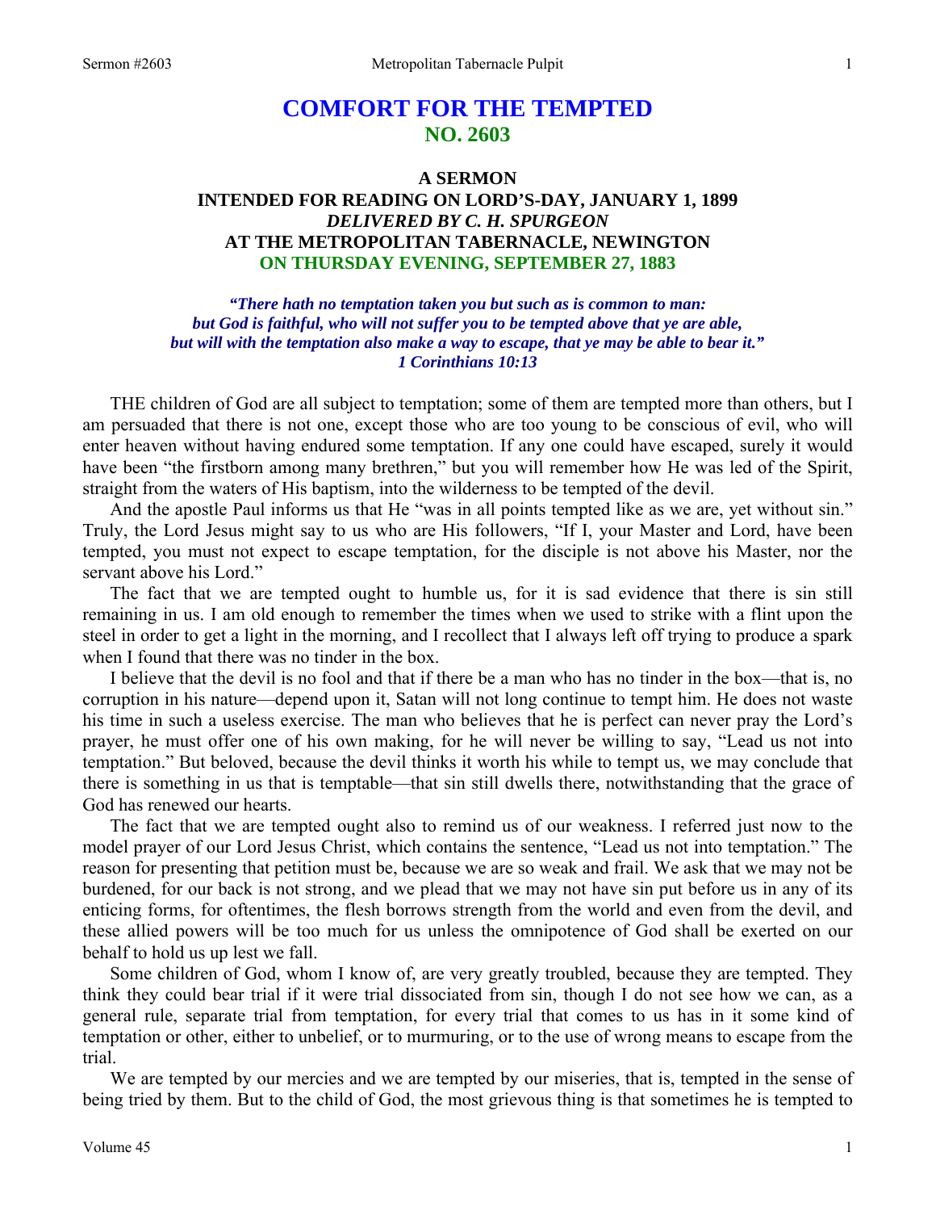# COMFORT FOR THE TEMPTED
## NO. 2603

### A SERMON
### INTENDED FOR READING ON LORD'S-DAY, JANUARY 1, 1899
### *DELIVERED BY C. H. SPURGEON*
### AT THE METROPOLITAN TABERNACLE, NEWINGTON
### ON THURSDAY EVENING, SEPTEMBER 27, 1883

***"There hath no temptation taken you but such as is common to man: but God is faithful, who will not suffer you to be tempted above that ye are able, but will with the temptation also make a way to escape, that ye may be able to bear it." 1 Corinthians 10:13***

THE children of God are all subject to temptation; some of them are tempted more than others, but I am persuaded that there is not one, except those who are too young to be conscious of evil, who will enter heaven without having endured some temptation. If any one could have escaped, surely it would have been "the firstborn among many brethren," but you will remember how He was led of the Spirit, straight from the waters of His baptism, into the wilderness to be tempted of the devil.

And the apostle Paul informs us that He "was in all points tempted like as we are, yet without sin." Truly, the Lord Jesus might say to us who are His followers, "If I, your Master and Lord, have been tempted, you must not expect to escape temptation, for the disciple is not above his Master, nor the servant above his Lord."

The fact that we are tempted ought to humble us, for it is sad evidence that there is sin still remaining in us. I am old enough to remember the times when we used to strike with a flint upon the steel in order to get a light in the morning, and I recollect that I always left off trying to produce a spark when I found that there was no tinder in the box.

I believe that the devil is no fool and that if there be a man who has no tinder in the box—that is, no corruption in his nature—depend upon it, Satan will not long continue to tempt him. He does not waste his time in such a useless exercise. The man who believes that he is perfect can never pray the Lord's prayer, he must offer one of his own making, for he will never be willing to say, "Lead us not into temptation." But beloved, because the devil thinks it worth his while to tempt us, we may conclude that there is something in us that is temptable—that sin still dwells there, notwithstanding that the grace of God has renewed our hearts.

The fact that we are tempted ought also to remind us of our weakness. I referred just now to the model prayer of our Lord Jesus Christ, which contains the sentence, "Lead us not into temptation." The reason for presenting that petition must be, because we are so weak and frail. We ask that we may not be burdened, for our back is not strong, and we plead that we may not have sin put before us in any of its enticing forms, for oftentimes, the flesh borrows strength from the world and even from the devil, and these allied powers will be too much for us unless the omnipotence of God shall be exerted on our behalf to hold us up lest we fall.

Some children of God, whom I know of, are very greatly troubled, because they are tempted. They think they could bear trial if it were trial dissociated from sin, though I do not see how we can, as a general rule, separate trial from temptation, for every trial that comes to us has in it some kind of temptation or other, either to unbelief, or to murmuring, or to the use of wrong means to escape from the trial.

We are tempted by our mercies and we are tempted by our miseries, that is, tempted in the sense of being tried by them. But to the child of God, the most grievous thing is that sometimes he is tempted to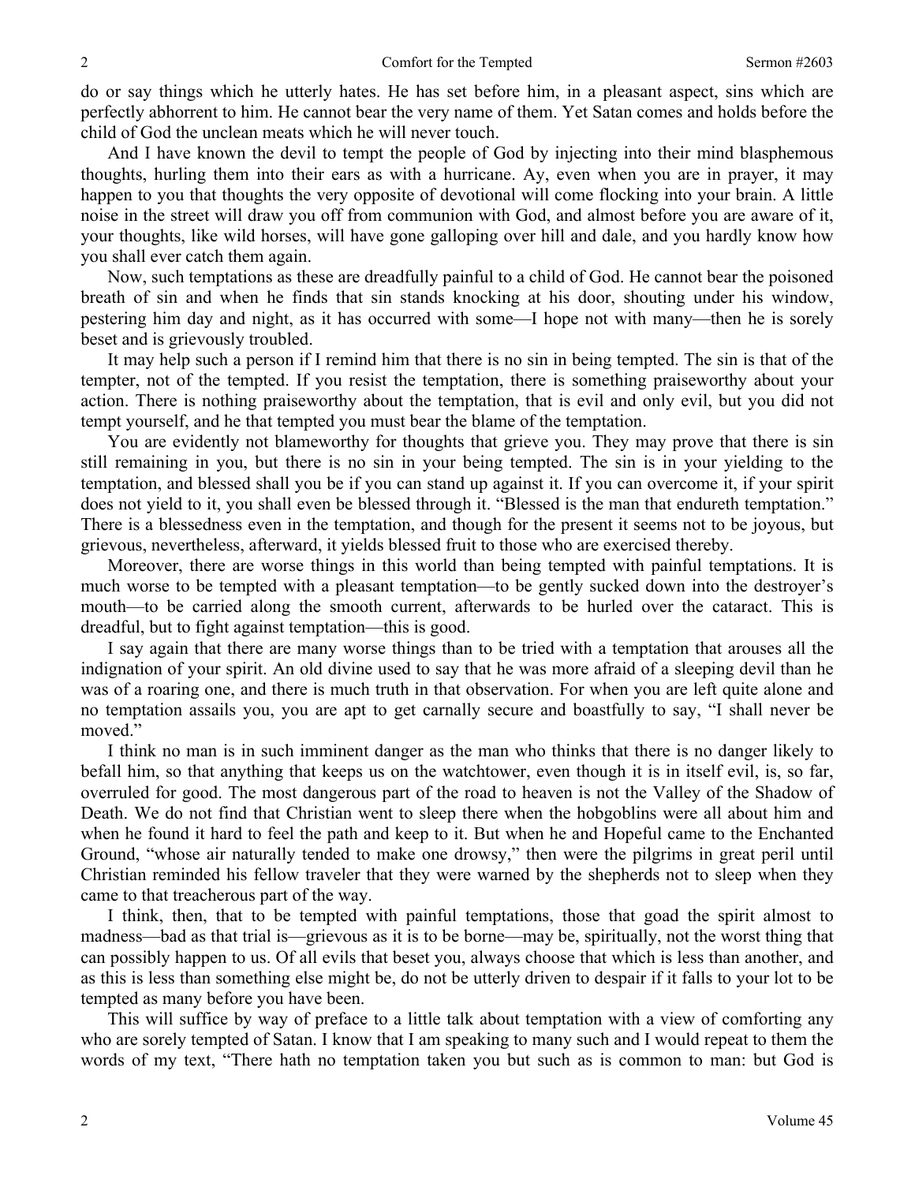do or say things which he utterly hates. He has set before him, in a pleasant aspect, sins which are perfectly abhorrent to him. He cannot bear the very name of them. Yet Satan comes and holds before the child of God the unclean meats which he will never touch.

And I have known the devil to tempt the people of God by injecting into their mind blasphemous thoughts, hurling them into their ears as with a hurricane. Ay, even when you are in prayer, it may happen to you that thoughts the very opposite of devotional will come flocking into your brain. A little noise in the street will draw you off from communion with God, and almost before you are aware of it, your thoughts, like wild horses, will have gone galloping over hill and dale, and you hardly know how you shall ever catch them again.

Now, such temptations as these are dreadfully painful to a child of God. He cannot bear the poisoned breath of sin and when he finds that sin stands knocking at his door, shouting under his window, pestering him day and night, as it has occurred with some—I hope not with many—then he is sorely beset and is grievously troubled.

It may help such a person if I remind him that there is no sin in being tempted. The sin is that of the tempter, not of the tempted. If you resist the temptation, there is something praiseworthy about your action. There is nothing praiseworthy about the temptation, that is evil and only evil, but you did not tempt yourself, and he that tempted you must bear the blame of the temptation.

You are evidently not blameworthy for thoughts that grieve you. They may prove that there is sin still remaining in you, but there is no sin in your being tempted. The sin is in your yielding to the temptation, and blessed shall you be if you can stand up against it. If you can overcome it, if your spirit does not yield to it, you shall even be blessed through it. "Blessed is the man that endureth temptation." There is a blessedness even in the temptation, and though for the present it seems not to be joyous, but grievous, nevertheless, afterward, it yields blessed fruit to those who are exercised thereby.

Moreover, there are worse things in this world than being tempted with painful temptations. It is much worse to be tempted with a pleasant temptation—to be gently sucked down into the destroyer's mouth—to be carried along the smooth current, afterwards to be hurled over the cataract. This is dreadful, but to fight against temptation—this is good.

I say again that there are many worse things than to be tried with a temptation that arouses all the indignation of your spirit. An old divine used to say that he was more afraid of a sleeping devil than he was of a roaring one, and there is much truth in that observation. For when you are left quite alone and no temptation assails you, you are apt to get carnally secure and boastfully to say, "I shall never be moved."

I think no man is in such imminent danger as the man who thinks that there is no danger likely to befall him, so that anything that keeps us on the watchtower, even though it is in itself evil, is, so far, overruled for good. The most dangerous part of the road to heaven is not the Valley of the Shadow of Death. We do not find that Christian went to sleep there when the hobgoblins were all about him and when he found it hard to feel the path and keep to it. But when he and Hopeful came to the Enchanted Ground, "whose air naturally tended to make one drowsy," then were the pilgrims in great peril until Christian reminded his fellow traveler that they were warned by the shepherds not to sleep when they came to that treacherous part of the way.

I think, then, that to be tempted with painful temptations, those that goad the spirit almost to madness—bad as that trial is—grievous as it is to be borne—may be, spiritually, not the worst thing that can possibly happen to us. Of all evils that beset you, always choose that which is less than another, and as this is less than something else might be, do not be utterly driven to despair if it falls to your lot to be tempted as many before you have been.

This will suffice by way of preface to a little talk about temptation with a view of comforting any who are sorely tempted of Satan. I know that I am speaking to many such and I would repeat to them the words of my text, "There hath no temptation taken you but such as is common to man: but God is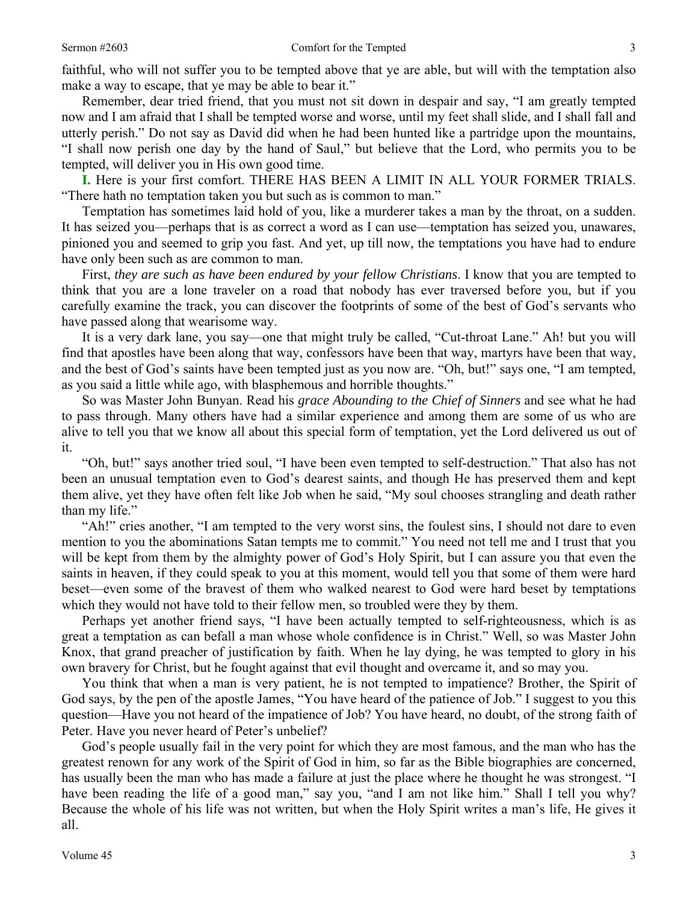faithful, who will not suffer you to be tempted above that ye are able, but will with the temptation also make a way to escape, that ye may be able to bear it."

Remember, dear tried friend, that you must not sit down in despair and say, "I am greatly tempted now and I am afraid that I shall be tempted worse and worse, until my feet shall slide, and I shall fall and utterly perish." Do not say as David did when he had been hunted like a partridge upon the mountains, "I shall now perish one day by the hand of Saul," but believe that the Lord, who permits you to be tempted, will deliver you in His own good time.

**I.** Here is your first comfort. THERE HAS BEEN A LIMIT IN ALL YOUR FORMER TRIALS. "There hath no temptation taken you but such as is common to man."

Temptation has sometimes laid hold of you, like a murderer takes a man by the throat, on a sudden. It has seized you—perhaps that is as correct a word as I can use—temptation has seized you, unawares, pinioned you and seemed to grip you fast. And yet, up till now, the temptations you have had to endure have only been such as are common to man.

First, *they are such as have been endured by your fellow Christians*. I know that you are tempted to think that you are a lone traveler on a road that nobody has ever traversed before you, but if you carefully examine the track, you can discover the footprints of some of the best of God's servants who have passed along that wearisome way.

It is a very dark lane, you say—one that might truly be called, "Cut-throat Lane." Ah! but you will find that apostles have been along that way, confessors have been that way, martyrs have been that way, and the best of God's saints have been tempted just as you now are. "Oh, but!" says one, "I am tempted, as you said a little while ago, with blasphemous and horrible thoughts."

So was Master John Bunyan. Read his *grace Abounding to the Chief of Sinners* and see what he had to pass through. Many others have had a similar experience and among them are some of us who are alive to tell you that we know all about this special form of temptation, yet the Lord delivered us out of it.

"Oh, but!" says another tried soul, "I have been even tempted to self-destruction." That also has not been an unusual temptation even to God's dearest saints, and though He has preserved them and kept them alive, yet they have often felt like Job when he said, "My soul chooses strangling and death rather than my life."

"Ah!" cries another, "I am tempted to the very worst sins, the foulest sins, I should not dare to even mention to you the abominations Satan tempts me to commit." You need not tell me and I trust that you will be kept from them by the almighty power of God's Holy Spirit, but I can assure you that even the saints in heaven, if they could speak to you at this moment, would tell you that some of them were hard beset—even some of the bravest of them who walked nearest to God were hard beset by temptations which they would not have told to their fellow men, so troubled were they by them.

Perhaps yet another friend says, "I have been actually tempted to self-righteousness, which is as great a temptation as can befall a man whose whole confidence is in Christ." Well, so was Master John Knox, that grand preacher of justification by faith. When he lay dying, he was tempted to glory in his own bravery for Christ, but he fought against that evil thought and overcame it, and so may you.

You think that when a man is very patient, he is not tempted to impatience? Brother, the Spirit of God says, by the pen of the apostle James, "You have heard of the patience of Job." I suggest to you this question—Have you not heard of the impatience of Job? You have heard, no doubt, of the strong faith of Peter. Have you never heard of Peter's unbelief?

God's people usually fail in the very point for which they are most famous, and the man who has the greatest renown for any work of the Spirit of God in him, so far as the Bible biographies are concerned, has usually been the man who has made a failure at just the place where he thought he was strongest. "I have been reading the life of a good man," say you, "and I am not like him." Shall I tell you why? Because the whole of his life was not written, but when the Holy Spirit writes a man's life, He gives it all.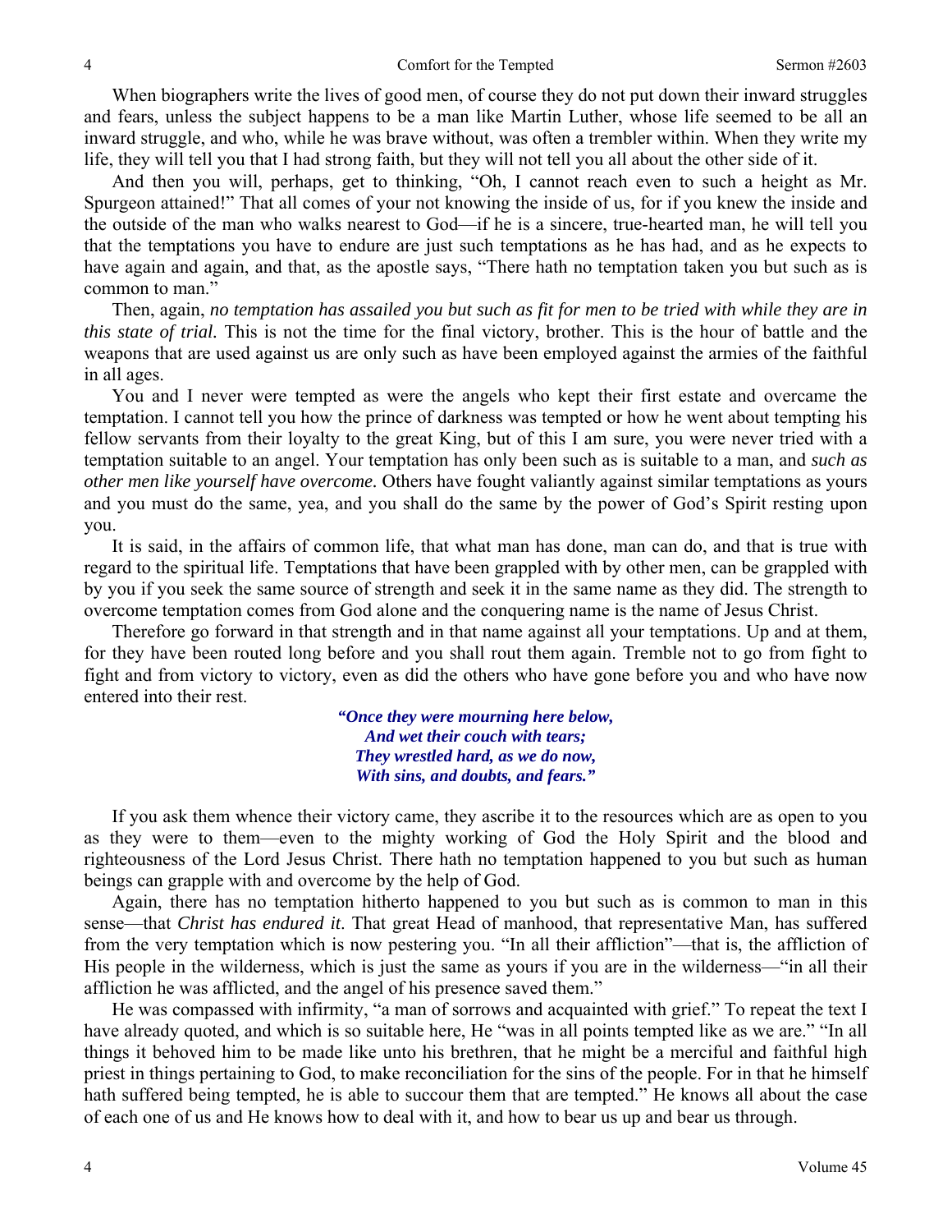When biographers write the lives of good men, of course they do not put down their inward struggles and fears, unless the subject happens to be a man like Martin Luther, whose life seemed to be all an inward struggle, and who, while he was brave without, was often a trembler within. When they write my life, they will tell you that I had strong faith, but they will not tell you all about the other side of it.

And then you will, perhaps, get to thinking, "Oh, I cannot reach even to such a height as Mr. Spurgeon attained!" That all comes of your not knowing the inside of us, for if you knew the inside and the outside of the man who walks nearest to God—if he is a sincere, true-hearted man, he will tell you that the temptations you have to endure are just such temptations as he has had, and as he expects to have again and again, and that, as the apostle says, "There hath no temptation taken you but such as is common to man."

Then, again, *no temptation has assailed you but such as fit for men to be tried with while they are in this state of trial.* This is not the time for the final victory, brother. This is the hour of battle and the weapons that are used against us are only such as have been employed against the armies of the faithful in all ages.

You and I never were tempted as were the angels who kept their first estate and overcame the temptation. I cannot tell you how the prince of darkness was tempted or how he went about tempting his fellow servants from their loyalty to the great King, but of this I am sure, you were never tried with a temptation suitable to an angel. Your temptation has only been such as is suitable to a man, and *such as other men like yourself have overcome.* Others have fought valiantly against similar temptations as yours and you must do the same, yea, and you shall do the same by the power of God's Spirit resting upon you.

It is said, in the affairs of common life, that what man has done, man can do, and that is true with regard to the spiritual life. Temptations that have been grappled with by other men, can be grappled with by you if you seek the same source of strength and seek it in the same name as they did. The strength to overcome temptation comes from God alone and the conquering name is the name of Jesus Christ.

Therefore go forward in that strength and in that name against all your temptations. Up and at them, for they have been routed long before and you shall rout them again. Tremble not to go from fight to fight and from victory to victory, even as did the others who have gone before you and who have now entered into their rest.

> ***"Once they were mourning here below,***
> ***And wet their couch with tears;***
> ***They wrestled hard, as we do now,***
> ***With sins, and doubts, and fears."***

If you ask them whence their victory came, they ascribe it to the resources which are as open to you as they were to them—even to the mighty working of God the Holy Spirit and the blood and righteousness of the Lord Jesus Christ. There hath no temptation happened to you but such as human beings can grapple with and overcome by the help of God.

Again, there has no temptation hitherto happened to you but such as is common to man in this sense—that *Christ has endured it*. That great Head of manhood, that representative Man, has suffered from the very temptation which is now pestering you. "In all their affliction"—that is, the affliction of His people in the wilderness, which is just the same as yours if you are in the wilderness—"in all their affliction he was afflicted, and the angel of his presence saved them."

He was compassed with infirmity, "a man of sorrows and acquainted with grief." To repeat the text I have already quoted, and which is so suitable here, He "was in all points tempted like as we are." "In all things it behoved him to be made like unto his brethren, that he might be a merciful and faithful high priest in things pertaining to God, to make reconciliation for the sins of the people. For in that he himself hath suffered being tempted, he is able to succour them that are tempted." He knows all about the case of each one of us and He knows how to deal with it, and how to bear us up and bear us through.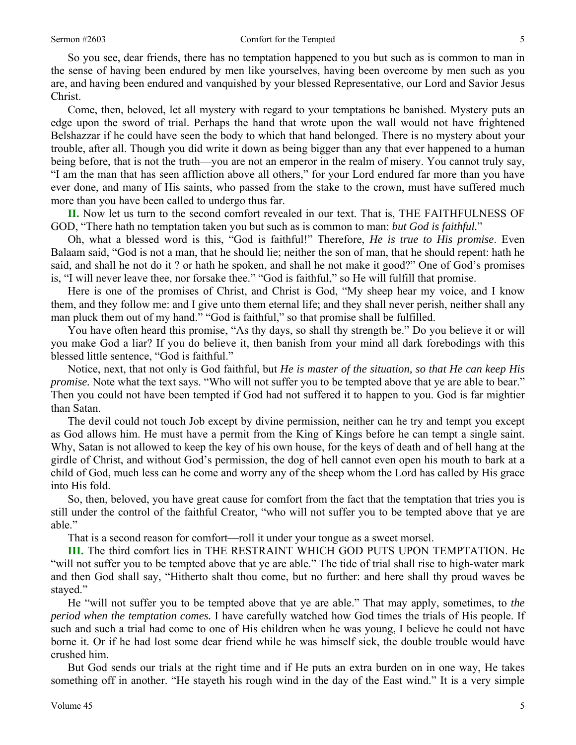So you see, dear friends, there has no temptation happened to you but such as is common to man in the sense of having been endured by men like yourselves, having been overcome by men such as you are, and having been endured and vanquished by your blessed Representative, our Lord and Savior Jesus Christ.

Come, then, beloved, let all mystery with regard to your temptations be banished. Mystery puts an edge upon the sword of trial. Perhaps the hand that wrote upon the wall would not have frightened Belshazzar if he could have seen the body to which that hand belonged. There is no mystery about your trouble, after all. Though you did write it down as being bigger than any that ever happened to a human being before, that is not the truth—you are not an emperor in the realm of misery. You cannot truly say, "I am the man that has seen affliction above all others," for your Lord endured far more than you have ever done, and many of His saints, who passed from the stake to the crown, must have suffered much more than you have been called to undergo thus far.

**II.** Now let us turn to the second comfort revealed in our text. That is, THE FAITHFULNESS OF GOD, "There hath no temptation taken you but such as is common to man: *but God is faithful.*"

Oh, what a blessed word is this, "God is faithful!" Therefore, *He is true to His promise*. Even Balaam said, "God is not a man, that he should lie; neither the son of man, that he should repent: hath he said, and shall he not do it ? or hath he spoken, and shall he not make it good?" One of God's promises is, "I will never leave thee, nor forsake thee." "God is faithful," so He will fulfill that promise.

Here is one of the promises of Christ, and Christ is God, "My sheep hear my voice, and I know them, and they follow me: and I give unto them eternal life; and they shall never perish, neither shall any man pluck them out of my hand." "God is faithful," so that promise shall be fulfilled.

You have often heard this promise, "As thy days, so shall thy strength be." Do you believe it or will you make God a liar? If you do believe it, then banish from your mind all dark forebodings with this blessed little sentence, "God is faithful."

Notice, next, that not only is God faithful, but *He is master of the situation, so that He can keep His promise.* Note what the text says. "Who will not suffer you to be tempted above that ye are able to bear." Then you could not have been tempted if God had not suffered it to happen to you. God is far mightier than Satan.

The devil could not touch Job except by divine permission, neither can he try and tempt you except as God allows him. He must have a permit from the King of Kings before he can tempt a single saint. Why, Satan is not allowed to keep the key of his own house, for the keys of death and of hell hang at the girdle of Christ, and without God's permission, the dog of hell cannot even open his mouth to bark at a child of God, much less can he come and worry any of the sheep whom the Lord has called by His grace into His fold.

So, then, beloved, you have great cause for comfort from the fact that the temptation that tries you is still under the control of the faithful Creator, "who will not suffer you to be tempted above that ye are able."

That is a second reason for comfort—roll it under your tongue as a sweet morsel.

**III.** The third comfort lies in THE RESTRAINT WHICH GOD PUTS UPON TEMPTATION. He "will not suffer you to be tempted above that ye are able." The tide of trial shall rise to high-water mark and then God shall say, "Hitherto shalt thou come, but no further: and here shall thy proud waves be stayed."

He "will not suffer you to be tempted above that ye are able." That may apply, sometimes, to *the period when the temptation comes.* I have carefully watched how God times the trials of His people. If such and such a trial had come to one of His children when he was young, I believe he could not have borne it. Or if he had lost some dear friend while he was himself sick, the double trouble would have crushed him.

But God sends our trials at the right time and if He puts an extra burden on in one way, He takes something off in another. "He stayeth his rough wind in the day of the East wind." It is a very simple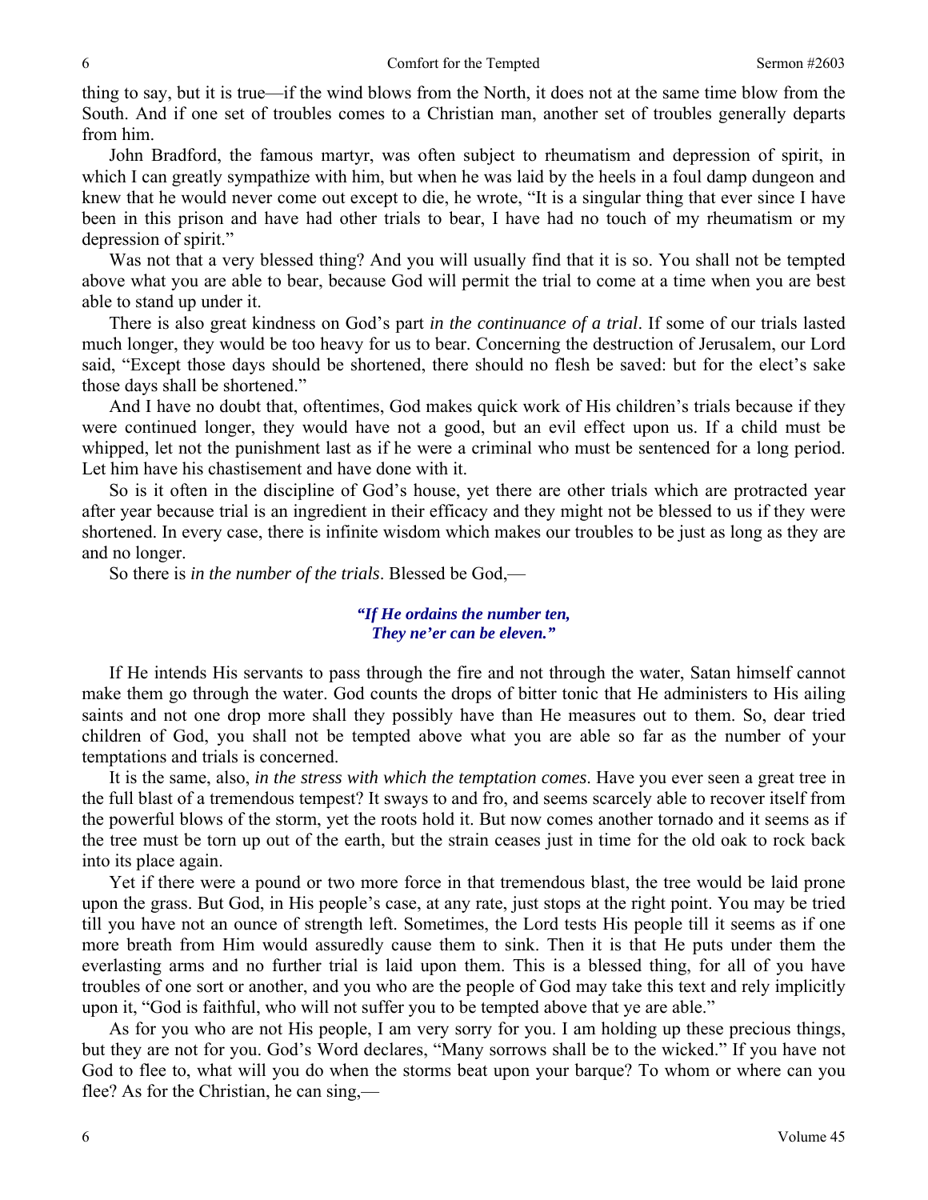thing to say, but it is true—if the wind blows from the North, it does not at the same time blow from the South. And if one set of troubles comes to a Christian man, another set of troubles generally departs from him.

John Bradford, the famous martyr, was often subject to rheumatism and depression of spirit, in which I can greatly sympathize with him, but when he was laid by the heels in a foul damp dungeon and knew that he would never come out except to die, he wrote, "It is a singular thing that ever since I have been in this prison and have had other trials to bear, I have had no touch of my rheumatism or my depression of spirit."

Was not that a very blessed thing? And you will usually find that it is so. You shall not be tempted above what you are able to bear, because God will permit the trial to come at a time when you are best able to stand up under it.

There is also great kindness on God's part *in the continuance of a trial*. If some of our trials lasted much longer, they would be too heavy for us to bear. Concerning the destruction of Jerusalem, our Lord said, "Except those days should be shortened, there should no flesh be saved: but for the elect's sake those days shall be shortened."

And I have no doubt that, oftentimes, God makes quick work of His children's trials because if they were continued longer, they would have not a good, but an evil effect upon us. If a child must be whipped, let not the punishment last as if he were a criminal who must be sentenced for a long period. Let him have his chastisement and have done with it.

So is it often in the discipline of God's house, yet there are other trials which are protracted year after year because trial is an ingredient in their efficacy and they might not be blessed to us if they were shortened. In every case, there is infinite wisdom which makes our troubles to be just as long as they are and no longer.

So there is *in the number of the trials*. Blessed be God,—

> ***"If He ordains the number ten,***
> ***They ne'er can be eleven."***

If He intends His servants to pass through the fire and not through the water, Satan himself cannot make them go through the water. God counts the drops of bitter tonic that He administers to His ailing saints and not one drop more shall they possibly have than He measures out to them. So, dear tried children of God, you shall not be tempted above what you are able so far as the number of your temptations and trials is concerned.

It is the same, also, *in the stress with which the temptation comes*. Have you ever seen a great tree in the full blast of a tremendous tempest? It sways to and fro, and seems scarcely able to recover itself from the powerful blows of the storm, yet the roots hold it. But now comes another tornado and it seems as if the tree must be torn up out of the earth, but the strain ceases just in time for the old oak to rock back into its place again.

Yet if there were a pound or two more force in that tremendous blast, the tree would be laid prone upon the grass. But God, in His people's case, at any rate, just stops at the right point. You may be tried till you have not an ounce of strength left. Sometimes, the Lord tests His people till it seems as if one more breath from Him would assuredly cause them to sink. Then it is that He puts under them the everlasting arms and no further trial is laid upon them. This is a blessed thing, for all of you have troubles of one sort or another, and you who are the people of God may take this text and rely implicitly upon it, "God is faithful, who will not suffer you to be tempted above that ye are able."

As for you who are not His people, I am very sorry for you. I am holding up these precious things, but they are not for you. God's Word declares, "Many sorrows shall be to the wicked." If you have not God to flee to, what will you do when the storms beat upon your barque? To whom or where can you flee? As for the Christian, he can sing,—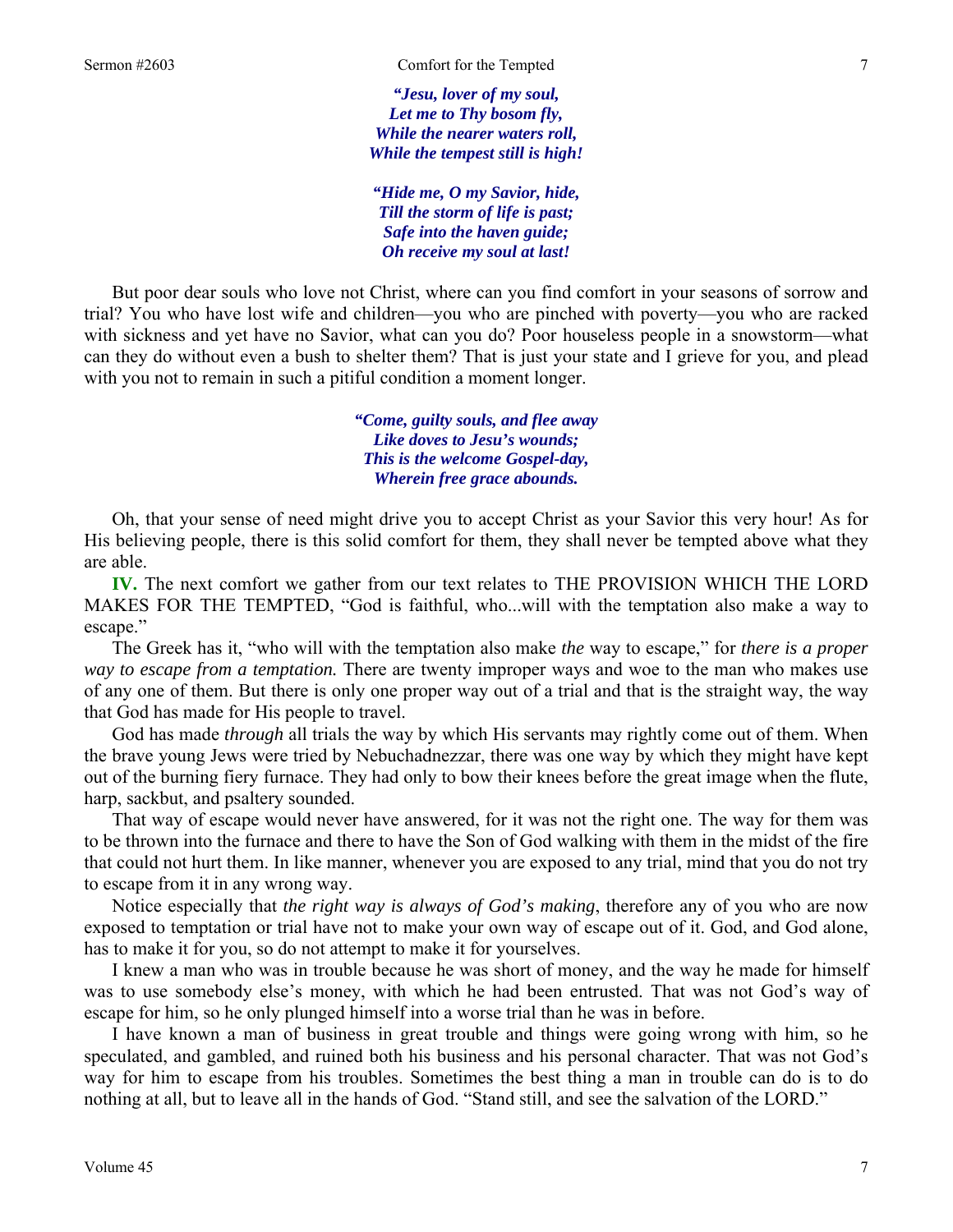*"Jesu, lover of my soul,*
*Let me to Thy bosom fly,*
*While the nearer waters roll,*
*While the tempest still is high!*

*"Hide me, O my Savior, hide,*
*Till the storm of life is past;*
*Safe into the haven guide;*
*Oh receive my soul at last!*

But poor dear souls who love not Christ, where can you find comfort in your seasons of sorrow and trial? You who have lost wife and children—you who are pinched with poverty—you who are racked with sickness and yet have no Savior, what can you do? Poor houseless people in a snowstorm—what can they do without even a bush to shelter them? That is just your state and I grieve for you, and plead with you not to remain in such a pitiful condition a moment longer.

*"Come, guilty souls, and flee away*
*Like doves to Jesu's wounds;*
*This is the welcome Gospel-day,*
*Wherein free grace abounds.*

Oh, that your sense of need might drive you to accept Christ as your Savior this very hour! As for His believing people, there is this solid comfort for them, they shall never be tempted above what they are able.

**IV.** The next comfort we gather from our text relates to THE PROVISION WHICH THE LORD MAKES FOR THE TEMPTED, "God is faithful, who...will with the temptation also make a way to escape."

The Greek has it, "who will with the temptation also make *the* way to escape," for *there is a proper way to escape from a temptation.* There are twenty improper ways and woe to the man who makes use of any one of them. But there is only one proper way out of a trial and that is the straight way, the way that God has made for His people to travel.

God has made *through* all trials the way by which His servants may rightly come out of them. When the brave young Jews were tried by Nebuchadnezzar, there was one way by which they might have kept out of the burning fiery furnace. They had only to bow their knees before the great image when the flute, harp, sackbut, and psaltery sounded.

That way of escape would never have answered, for it was not the right one. The way for them was to be thrown into the furnace and there to have the Son of God walking with them in the midst of the fire that could not hurt them. In like manner, whenever you are exposed to any trial, mind that you do not try to escape from it in any wrong way.

Notice especially that *the right way is always of God's making*, therefore any of you who are now exposed to temptation or trial have not to make your own way of escape out of it. God, and God alone, has to make it for you, so do not attempt to make it for yourselves.

I knew a man who was in trouble because he was short of money, and the way he made for himself was to use somebody else's money, with which he had been entrusted. That was not God's way of escape for him, so he only plunged himself into a worse trial than he was in before.

I have known a man of business in great trouble and things were going wrong with him, so he speculated, and gambled, and ruined both his business and his personal character. That was not God's way for him to escape from his troubles. Sometimes the best thing a man in trouble can do is to do nothing at all, but to leave all in the hands of God. "Stand still, and see the salvation of the LORD."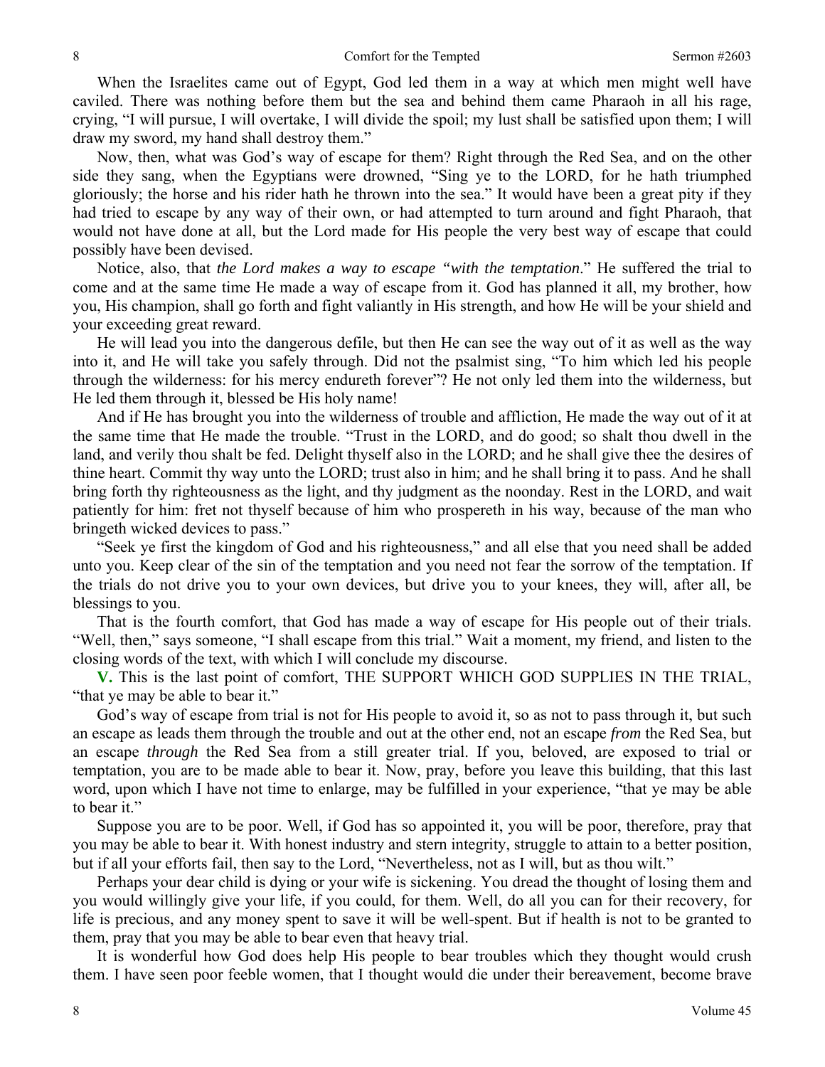When the Israelites came out of Egypt, God led them in a way at which men might well have caviled. There was nothing before them but the sea and behind them came Pharaoh in all his rage, crying, "I will pursue, I will overtake, I will divide the spoil; my lust shall be satisfied upon them; I will draw my sword, my hand shall destroy them."

Now, then, what was God's way of escape for them? Right through the Red Sea, and on the other side they sang, when the Egyptians were drowned, "Sing ye to the LORD, for he hath triumphed gloriously; the horse and his rider hath he thrown into the sea." It would have been a great pity if they had tried to escape by any way of their own, or had attempted to turn around and fight Pharaoh, that would not have done at all, but the Lord made for His people the very best way of escape that could possibly have been devised.

Notice, also, that *the Lord makes a way to escape "with the temptation*." He suffered the trial to come and at the same time He made a way of escape from it. God has planned it all, my brother, how you, His champion, shall go forth and fight valiantly in His strength, and how He will be your shield and your exceeding great reward.

He will lead you into the dangerous defile, but then He can see the way out of it as well as the way into it, and He will take you safely through. Did not the psalmist sing, "To him which led his people through the wilderness: for his mercy endureth forever"? He not only led them into the wilderness, but He led them through it, blessed be His holy name!

And if He has brought you into the wilderness of trouble and affliction, He made the way out of it at the same time that He made the trouble. "Trust in the LORD, and do good; so shalt thou dwell in the land, and verily thou shalt be fed. Delight thyself also in the LORD; and he shall give thee the desires of thine heart. Commit thy way unto the LORD; trust also in him; and he shall bring it to pass. And he shall bring forth thy righteousness as the light, and thy judgment as the noonday. Rest in the LORD, and wait patiently for him: fret not thyself because of him who prospereth in his way, because of the man who bringeth wicked devices to pass."

"Seek ye first the kingdom of God and his righteousness," and all else that you need shall be added unto you. Keep clear of the sin of the temptation and you need not fear the sorrow of the temptation. If the trials do not drive you to your own devices, but drive you to your knees, they will, after all, be blessings to you.

That is the fourth comfort, that God has made a way of escape for His people out of their trials. "Well, then," says someone, "I shall escape from this trial." Wait a moment, my friend, and listen to the closing words of the text, with which I will conclude my discourse.

**V.** This is the last point of comfort, THE SUPPORT WHICH GOD SUPPLIES IN THE TRIAL, "that ye may be able to bear it."

God's way of escape from trial is not for His people to avoid it, so as not to pass through it, but such an escape as leads them through the trouble and out at the other end, not an escape *from* the Red Sea, but an escape *through* the Red Sea from a still greater trial. If you, beloved, are exposed to trial or temptation, you are to be made able to bear it. Now, pray, before you leave this building, that this last word, upon which I have not time to enlarge, may be fulfilled in your experience, "that ye may be able to bear it."

Suppose you are to be poor. Well, if God has so appointed it, you will be poor, therefore, pray that you may be able to bear it. With honest industry and stern integrity, struggle to attain to a better position, but if all your efforts fail, then say to the Lord, "Nevertheless, not as I will, but as thou wilt."

Perhaps your dear child is dying or your wife is sickening. You dread the thought of losing them and you would willingly give your life, if you could, for them. Well, do all you can for their recovery, for life is precious, and any money spent to save it will be well-spent. But if health is not to be granted to them, pray that you may be able to bear even that heavy trial.

It is wonderful how God does help His people to bear troubles which they thought would crush them. I have seen poor feeble women, that I thought would die under their bereavement, become brave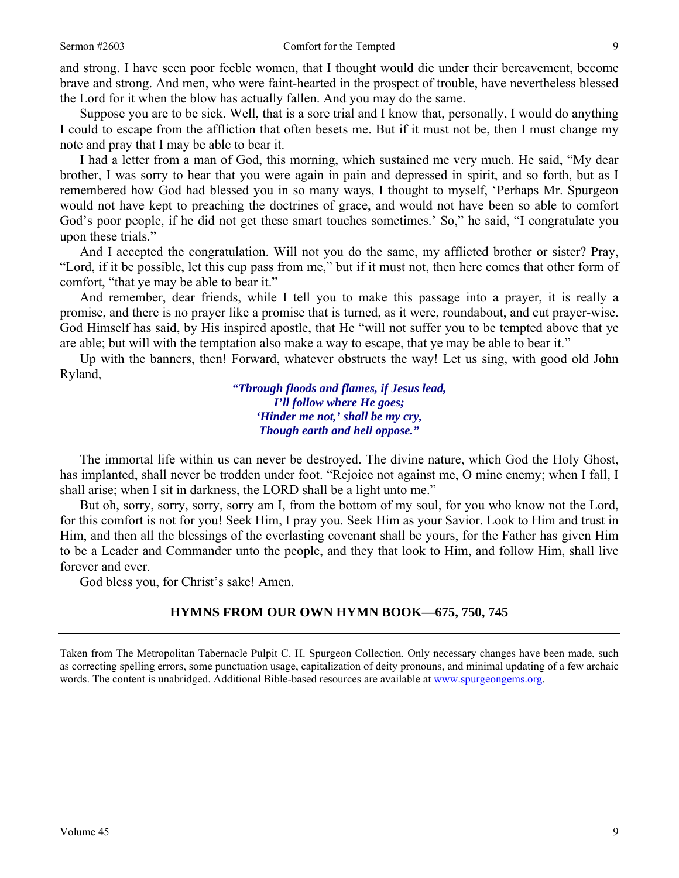and strong. I have seen poor feeble women, that I thought would die under their bereavement, become brave and strong. And men, who were faint-hearted in the prospect of trouble, have nevertheless blessed the Lord for it when the blow has actually fallen. And you may do the same.

Suppose you are to be sick. Well, that is a sore trial and I know that, personally, I would do anything I could to escape from the affliction that often besets me. But if it must not be, then I must change my note and pray that I may be able to bear it.

I had a letter from a man of God, this morning, which sustained me very much. He said, "My dear brother, I was sorry to hear that you were again in pain and depressed in spirit, and so forth, but as I remembered how God had blessed you in so many ways, I thought to myself, 'Perhaps Mr. Spurgeon would not have kept to preaching the doctrines of grace, and would not have been so able to comfort God's poor people, if he did not get these smart touches sometimes.' So," he said, "I congratulate you upon these trials."

And I accepted the congratulation. Will not you do the same, my afflicted brother or sister? Pray, "Lord, if it be possible, let this cup pass from me," but if it must not, then here comes that other form of comfort, "that ye may be able to bear it."

And remember, dear friends, while I tell you to make this passage into a prayer, it is really a promise, and there is no prayer like a promise that is turned, as it were, roundabout, and cut prayer-wise. God Himself has said, by His inspired apostle, that He "will not suffer you to be tempted above that ye are able; but will with the temptation also make a way to escape, that ye may be able to bear it."

Up with the banners, then! Forward, whatever obstructs the way! Let us sing, with good old John Ryland,—

> ***"Through floods and flames, if Jesus lead,***
> ***I'll follow where He goes;***
> ***'Hinder me not,' shall be my cry,***
> ***Though earth and hell oppose."***

The immortal life within us can never be destroyed. The divine nature, which God the Holy Ghost, has implanted, shall never be trodden under foot. "Rejoice not against me, O mine enemy; when I fall, I shall arise; when I sit in darkness, the LORD shall be a light unto me."

But oh, sorry, sorry, sorry, sorry am I, from the bottom of my soul, for you who know not the Lord, for this comfort is not for you! Seek Him, I pray you. Seek Him as your Savior. Look to Him and trust in Him, and then all the blessings of the everlasting covenant shall be yours, for the Father has given Him to be a Leader and Commander unto the people, and they that look to Him, and follow Him, shall live forever and ever.

God bless you, for Christ's sake! Amen.

## HYMNS FROM OUR OWN HYMN BOOK—675, 750, 745

---

Taken from The Metropolitan Tabernacle Pulpit C. H. Spurgeon Collection. Only necessary changes have been made, such as correcting spelling errors, some punctuation usage, capitalization of deity pronouns, and minimal updating of a few archaic words. The content is unabridged. Additional Bible-based resources are available at www.spurgeongems.org.